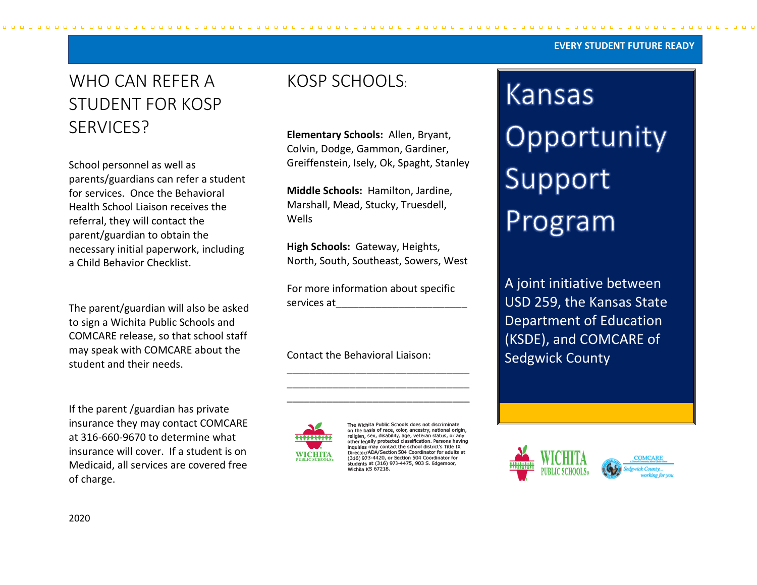EVERY STUDENT FUTURE READY

## WHO CAN REFER A STUDENT FOR KOSP SERVICES?

School personnel as well as parents/guardians can refer a student for services. Once the Behavioral Health School Liaison receives the referral, they will contact the parent/guardian to obtain the necessary initial paperwork, including a Child Behavior Checklist.

The parent/guardian will also be asked to sign a Wichita Public Schools and COMCARE release, so that school staff may speak with COMCARE about the student and their needs.

If the parent /guardian has private insurance they may contact COMCARE at 316-660-9670 to determine what insurance will cover. If a student is on Medicaid, all services are covered free of charge.

2020

## KOSP SCHOOLS:

**Elementary Schools:** Allen, Bryant, Colvin, Dodge, Gammon, Gardiner, Greiffenstein, Isely, Ok, Spaght, Stanley

**Middle Schools:** Hamilton, Jardine, Marshall, Mead, Stucky, Truesdell, Wells

**High Schools:** Gateway, Heights, North, South, Southeast, Sowers, West

For more information about specific services at_______________________

Contact the Behavioral Liaison:

_________________________________

_________________________________

_________________________________

WICHITA PUBLIC SCHOOLS

The Wichita Public Schools does not discriminate on the basis of race, color, ancestry, national origin, religion, sex, disability, age, veteran status, or any other legally protected classification. Persons having inquiries may contact the school district's Title IX Director/ADA/Section 504 Coordinator for adults at (316) 973-4420, or Section 504 Coordinator for students at (316) 973-4475, 903 S. Edgemoor, Wichita KS 67218.

# Kansas Opportunity Support Program

A joint initiative between USD 259, the Kansas State Department of Education (KSDE), and COMCARE of Sedgwick County

WICHITA PUBLIC SCHOOLS

COMCARE Sedgwick County... working for you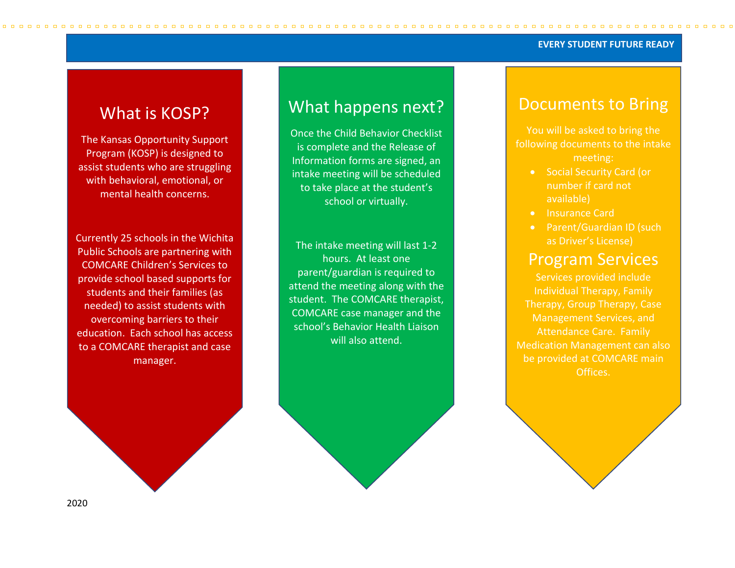**EVERY STUDENT FUTURE READY**

## What is KOSP?

The Kansas Opportunity Support Program (KOSP) is designed to assist students who are struggling with behavioral, emotional, or mental health concerns.

Currently 25 schools in the Wichita Public Schools are partnering with COMCARE Children's Services to provide school based supports for students and their families (as needed) to assist students with overcoming barriers to their education. Each school has access to a COMCARE therapist and case manager.

## What happens next?

Once the Child Behavior Checklist is complete and the Release of Information forms are signed, an intake meeting will be scheduled to take place at the student's school or virtually.

The intake meeting will last 1-2 hours. At least one parent/guardian is required to attend the meeting along with the student. The COMCARE therapist, COMCARE case manager and the school's Behavior Health Liaison will also attend.

## Documents to Bring

You will be asked to bring the following documents to the intake meeting:

- Social Security Card (or number if card not available)
- Insurance Card
- Parent/Guardian ID (such as Driver's License)

## Program Services

Services provided include Individual Therapy, Family Therapy, Group Therapy, Case Management Services, and Attendance Care. Family Medication Management can also be provided at COMCARE main Offices.

2020